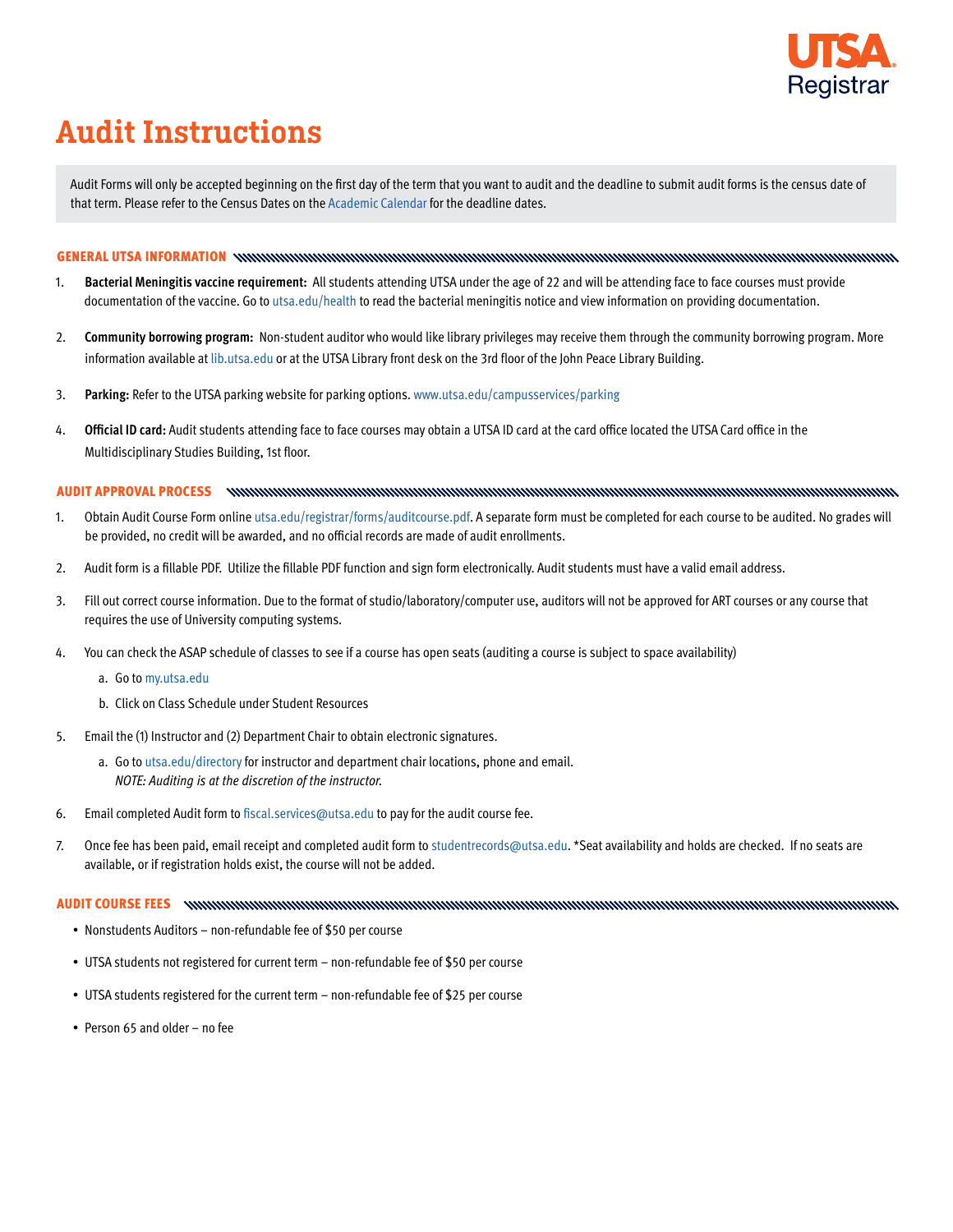UTSA Registrar

# Audit Instructions

Audit Forms will only be accepted beginning on the first day of the term that you want to audit and the deadline to submit audit forms is the census date of that term. Please refer to the Census Dates on the Academic Calendar for the deadline dates.

## GENERAL UTSA INFORMATION

1. **Bacterial Meningitis vaccine requirement:** All students attending UTSA under the age of 22 and will be attending face to face courses must provide documentation of the vaccine. Go to utsa.edu/health to read the bacterial meningitis notice and view information on providing documentation.

2. **Community borrowing program:** Non-student auditor who would like library privileges may receive them through the community borrowing program. More information available at lib.utsa.edu or at the UTSA Library front desk on the 3rd floor of the John Peace Library Building.

3. **Parking:** Refer to the UTSA parking website for parking options. www.utsa.edu/campusservices/parking

4. **Official ID card:** Audit students attending face to face courses may obtain a UTSA ID card at the card office located the UTSA Card office in the Multidisciplinary Studies Building, 1st floor.

## AUDIT APPROVAL PROCESS

1. Obtain Audit Course Form online utsa.edu/registrar/forms/auditcourse.pdf. A separate form must be completed for each course to be audited. No grades will be provided, no credit will be awarded, and no official records are made of audit enrollments.

2. Audit form is a fillable PDF. Utilize the fillable PDF function and sign form electronically. Audit students must have a valid email address.

3. Fill out correct course information. Due to the format of studio/laboratory/computer use, auditors will not be approved for ART courses or any course that requires the use of University computing systems.

4. You can check the ASAP schedule of classes to see if a course has open seats (auditing a course is subject to space availability)
   a. Go to my.utsa.edu
   b. Click on Class Schedule under Student Resources

5. Email the (1) Instructor and (2) Department Chair to obtain electronic signatures.
   a. Go to utsa.edu/directory for instructor and department chair locations, phone and email.
   *NOTE: Auditing is at the discretion of the instructor.*

6. Email completed Audit form to fiscal.services@utsa.edu to pay for the audit course fee.

7. Once fee has been paid, email receipt and completed audit form to studentrecords@utsa.edu. *Seat availability and holds are checked. If no seats are available, or if registration holds exist, the course will not be added.

## AUDIT COURSE FEES

- Nonstudents Auditors – non-refundable fee of $50 per course
- UTSA students not registered for current term – non-refundable fee of $50 per course
- UTSA students registered for the current term – non-refundable fee of $25 per course
- Person 65 and older – no fee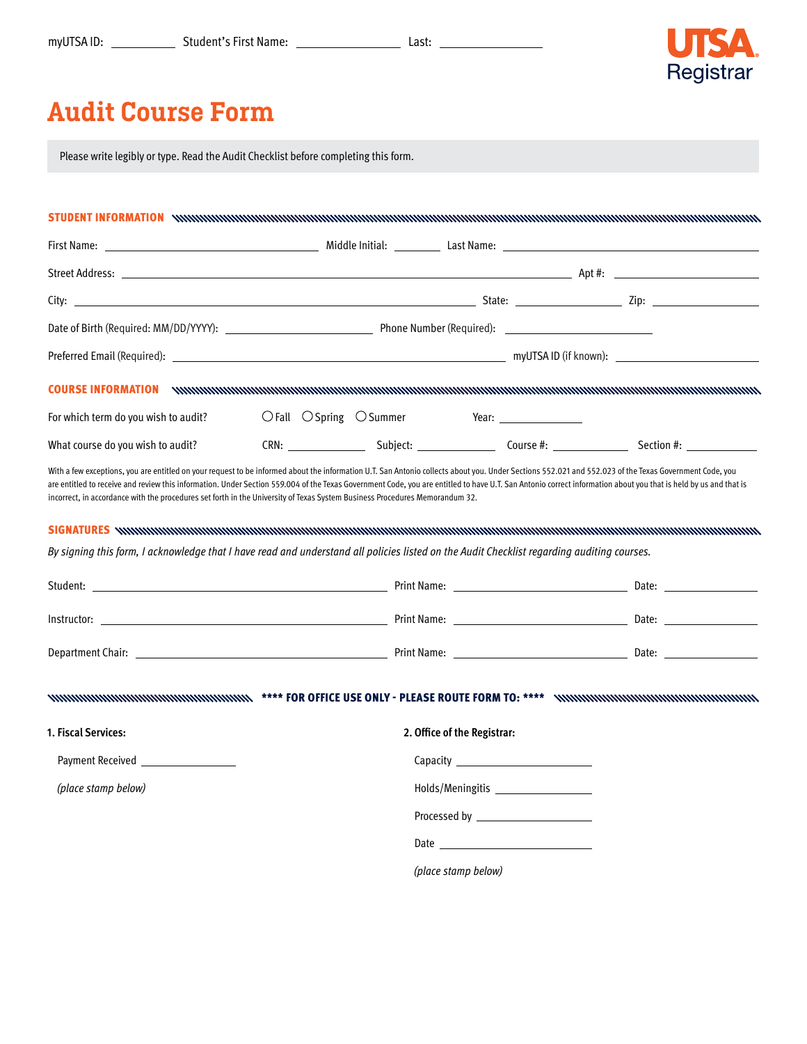myUTSA ID: ____________ Student's First Name: __________________ Last: __________________

UTSA Registrar

# Audit Course Form

Please write legibly or type. Read the Audit Checklist before completing this form.

## STUDENT INFORMATION

First Name: ______________________ Middle Initial: ______ Last Name: ______________________

Street Address: __________________________________________ Apt #: ______________

City: ______________________________ State: ______________ Zip: ______________

Date of Birth (Required: MM/DD/YYYY): ______________________ Phone Number (Required): ______________________

Preferred Email (Required): ______________________________ myUTSA ID (if known): ______________________

## COURSE INFORMATION

For which term do you wish to audit? ○ Fall ○ Spring ○ Summer Year: ______________

What course do you wish to audit? CRN: ____________ Subject: ____________ Course #: ____________ Section #: ____________

With a few exceptions, you are entitled on your request to be informed about the information U.T. San Antonio collects about you. Under Sections 552.021 and 552.023 of the Texas Government Code, you are entitled to receive and review this information. Under Section 559.004 of the Texas Government Code, you are entitled to have U.T. San Antonio correct information about you that is held by us and that is incorrect, in accordance with the procedures set forth in the University of Texas System Business Procedures Memorandum 32.

## SIGNATURES

*By signing this form, I acknowledge that I have read and understand all policies listed on the Audit Checklist regarding auditing courses.*

Student: ______________________________ Print Name: ______________________ Date: ______________

Instructor: ______________________________ Print Name: ______________________ Date: ______________

Department Chair: ______________________________ Print Name: ______________________ Date: ______________

## **** FOR OFFICE USE ONLY - PLEASE ROUTE FORM TO: ****

**1. Fiscal Services:**

Payment Received ______________

*(place stamp below)*

**2. Office of the Registrar:**

Capacity ______________

Holds/Meningitis ______________

Processed by ______________

Date ______________

*(place stamp below)*